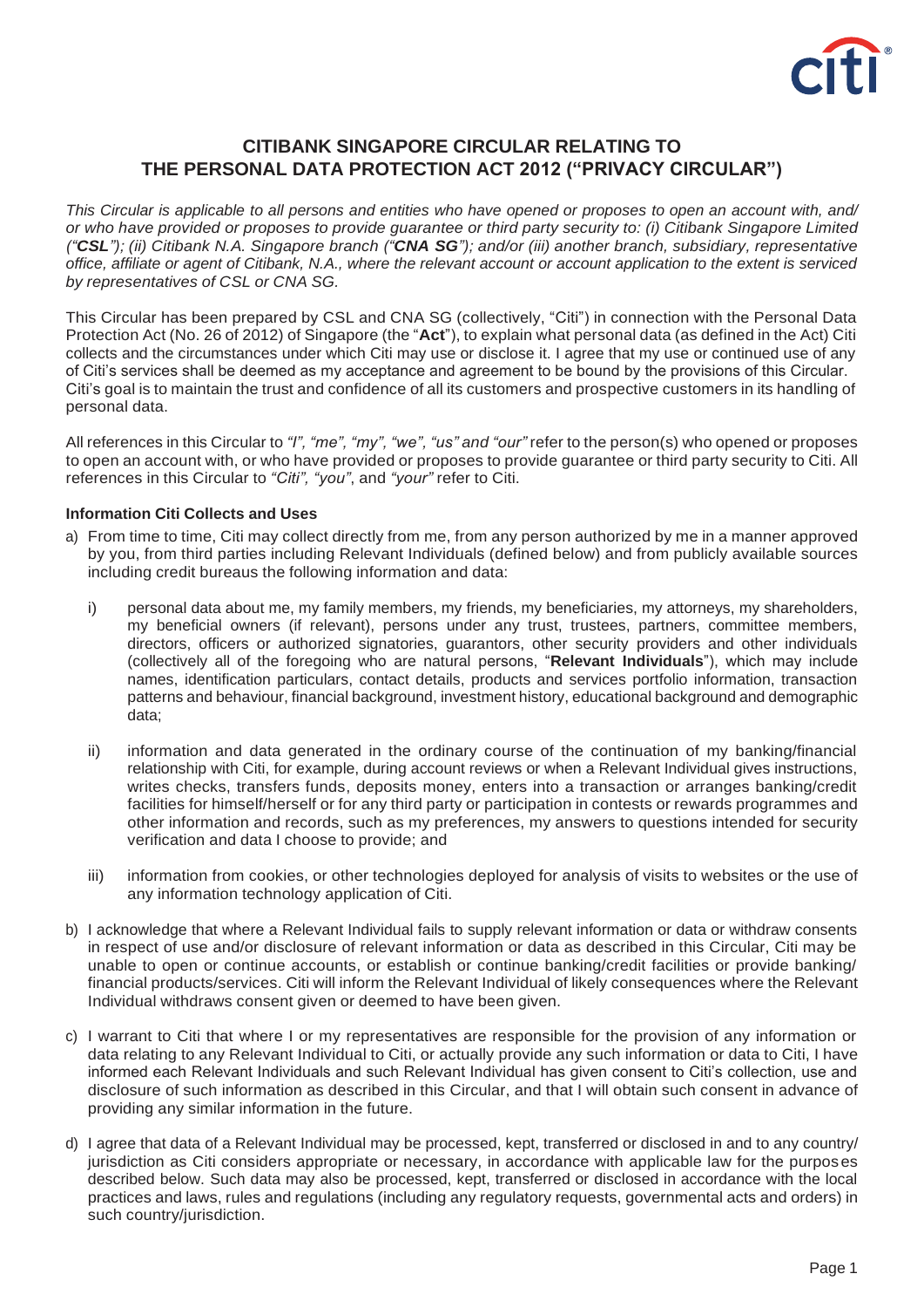# CITIBANK SINGAPORE CIRCULAR RELATING TO THE PERSONAL DATA PROTECTION ACT 2012 ("PRIVACY CIRCULAR")

*This Circular is applicable to all persons and entities who have opened or proposes to open an account with, and/ or who have provided or proposes to provide guarantee or third party security to: (i) Citibank Singapore Limited ("**CSL**"); (ii) Citibank N.A. Singapore branch ("**CNA SG**"); and/or (iii) another branch, subsidiary, representative office, affiliate or agent of Citibank, N.A., where the relevant account or account application to the extent is serviced by representatives of CSL or CNA SG.*

This Circular has been prepared by CSL and CNA SG (collectively, "Citi") in connection with the Personal Data Protection Act (No. 26 of 2012) of Singapore (the "**Act**"), to explain what personal data (as defined in the Act) Citi collects and the circumstances under which Citi may use or disclose it. I agree that my use or continued use of any of Citi's services shall be deemed as my acceptance and agreement to be bound by the provisions of this Circular. Citi's goal is to maintain the trust and confidence of all its customers and prospective customers in its handling of personal data.

All references in this Circular to *"I", "me", "my", "we", "us" and "our"* refer to the person(s) who opened or proposes to open an account with, or who have provided or proposes to provide guarantee or third party security to Citi. All references in this Circular to *"Citi", "you"*, and *"your"* refer to Citi.

**Information Citi Collects and Uses**

a) From time to time, Citi may collect directly from me, from any person authorized by me in a manner approved by you, from third parties including Relevant Individuals (defined below) and from publicly available sources including credit bureaus the following information and data:

   i) personal data about me, my family members, my friends, my beneficiaries, my attorneys, my shareholders, my beneficial owners (if relevant), persons under any trust, trustees, partners, committee members, directors, officers or authorized signatories, guarantors, other security providers and other individuals (collectively all of the foregoing who are natural persons, "**Relevant Individuals**"), which may include names, identification particulars, contact details, products and services portfolio information, transaction patterns and behaviour, financial background, investment history, educational background and demographic data;

   ii) information and data generated in the ordinary course of the continuation of my banking/financial relationship with Citi, for example, during account reviews or when a Relevant Individual gives instructions, writes checks, transfers funds, deposits money, enters into a transaction or arranges banking/credit facilities for himself/herself or for any third party or participation in contests or rewards programmes and other information and records, such as my preferences, my answers to questions intended for security verification and data I choose to provide; and

   iii) information from cookies, or other technologies deployed for analysis of visits to websites or the use of any information technology application of Citi.

b) I acknowledge that where a Relevant Individual fails to supply relevant information or data or withdraw consents in respect of use and/or disclosure of relevant information or data as described in this Circular, Citi may be unable to open or continue accounts, or establish or continue banking/credit facilities or provide banking/ financial products/services. Citi will inform the Relevant Individual of likely consequences where the Relevant Individual withdraws consent given or deemed to have been given.

c) I warrant to Citi that where I or my representatives are responsible for the provision of any information or data relating to any Relevant Individual to Citi, or actually provide any such information or data to Citi, I have informed each Relevant Individuals and such Relevant Individual has given consent to Citi's collection, use and disclosure of such information as described in this Circular, and that I will obtain such consent in advance of providing any similar information in the future.

d) I agree that data of a Relevant Individual may be processed, kept, transferred or disclosed in and to any country/ jurisdiction as Citi considers appropriate or necessary, in accordance with applicable law for the purposes described below. Such data may also be processed, kept, transferred or disclosed in accordance with the local practices and laws, rules and regulations (including any regulatory requests, governmental acts and orders) in such country/jurisdiction.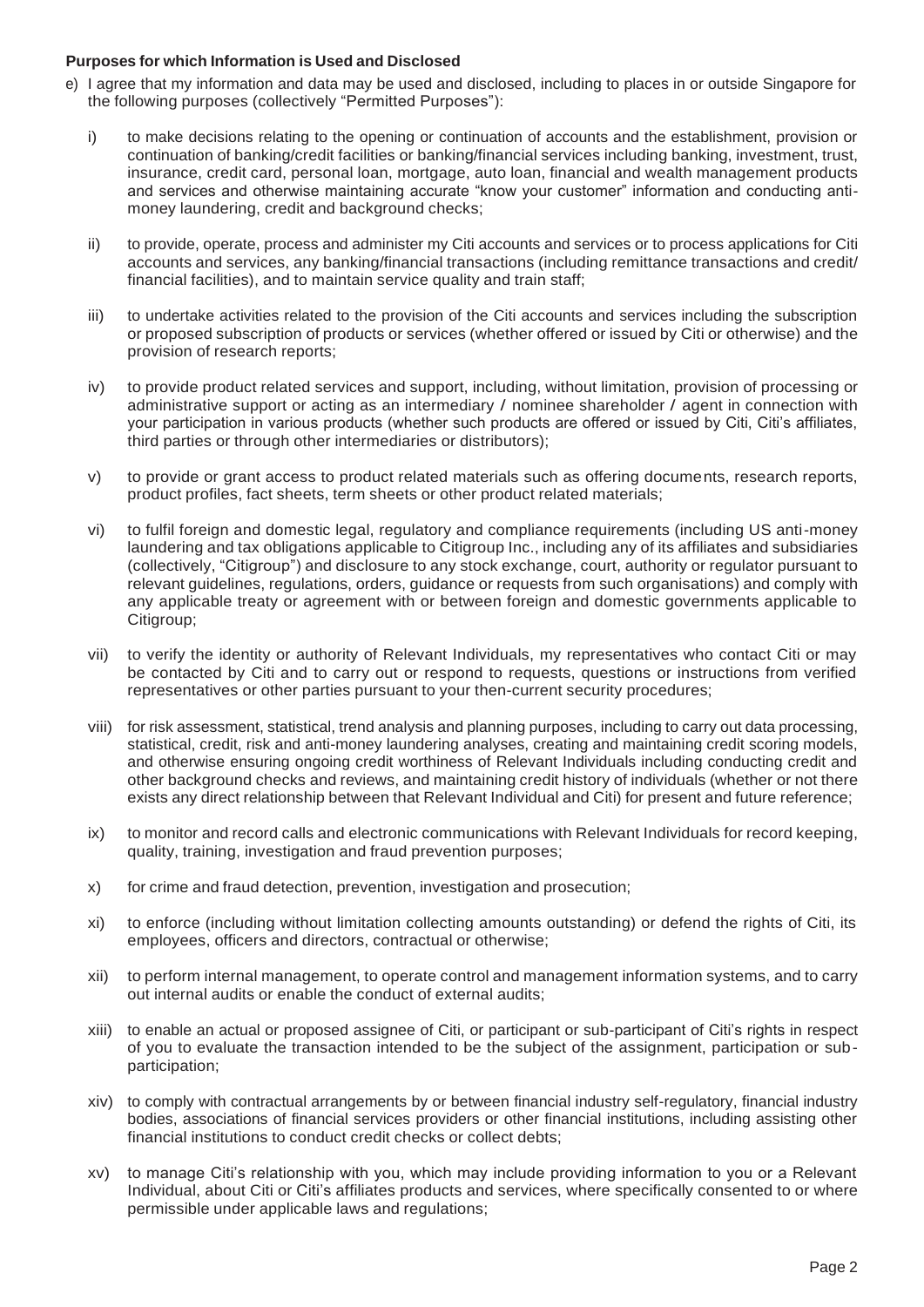**Purposes for which Information is Used and Disclosed**

e) I agree that my information and data may be used and disclosed, including to places in or outside Singapore for the following purposes (collectively "Permitted Purposes"):

   i) to make decisions relating to the opening or continuation of accounts and the establishment, provision or continuation of banking/credit facilities or banking/financial services including banking, investment, trust, insurance, credit card, personal loan, mortgage, auto loan, financial and wealth management products and services and otherwise maintaining accurate "know your customer" information and conducting anti-money laundering, credit and background checks;

   ii) to provide, operate, process and administer my Citi accounts and services or to process applications for Citi accounts and services, any banking/financial transactions (including remittance transactions and credit/ financial facilities), and to maintain service quality and train staff;

   iii) to undertake activities related to the provision of the Citi accounts and services including the subscription or proposed subscription of products or services (whether offered or issued by Citi or otherwise) and the provision of research reports;

   iv) to provide product related services and support, including, without limitation, provision of processing or administrative support or acting as an intermediary / nominee shareholder / agent in connection with your participation in various products (whether such products are offered or issued by Citi, Citi's affiliates, third parties or through other intermediaries or distributors);

   v) to provide or grant access to product related materials such as offering documents, research reports, product profiles, fact sheets, term sheets or other product related materials;

   vi) to fulfil foreign and domestic legal, regulatory and compliance requirements (including US anti-money laundering and tax obligations applicable to Citigroup Inc., including any of its affiliates and subsidiaries (collectively, "Citigroup") and disclosure to any stock exchange, court, authority or regulator pursuant to relevant guidelines, regulations, orders, guidance or requests from such organisations) and comply with any applicable treaty or agreement with or between foreign and domestic governments applicable to Citigroup;

   vii) to verify the identity or authority of Relevant Individuals, my representatives who contact Citi or may be contacted by Citi and to carry out or respond to requests, questions or instructions from verified representatives or other parties pursuant to your then-current security procedures;

   viii) for risk assessment, statistical, trend analysis and planning purposes, including to carry out data processing, statistical, credit, risk and anti-money laundering analyses, creating and maintaining credit scoring models, and otherwise ensuring ongoing credit worthiness of Relevant Individuals including conducting credit and other background checks and reviews, and maintaining credit history of individuals (whether or not there exists any direct relationship between that Relevant Individual and Citi) for present and future reference;

   ix) to monitor and record calls and electronic communications with Relevant Individuals for record keeping, quality, training, investigation and fraud prevention purposes;

   x) for crime and fraud detection, prevention, investigation and prosecution;

   xi) to enforce (including without limitation collecting amounts outstanding) or defend the rights of Citi, its employees, officers and directors, contractual or otherwise;

   xii) to perform internal management, to operate control and management information systems, and to carry out internal audits or enable the conduct of external audits;

   xiii) to enable an actual or proposed assignee of Citi, or participant or sub-participant of Citi's rights in respect of you to evaluate the transaction intended to be the subject of the assignment, participation or sub-participation;

   xiv) to comply with contractual arrangements by or between financial industry self-regulatory, financial industry bodies, associations of financial services providers or other financial institutions, including assisting other financial institutions to conduct credit checks or collect debts;

   xv) to manage Citi's relationship with you, which may include providing information to you or a Relevant Individual, about Citi or Citi's affiliates products and services, where specifically consented to or where permissible under applicable laws and regulations;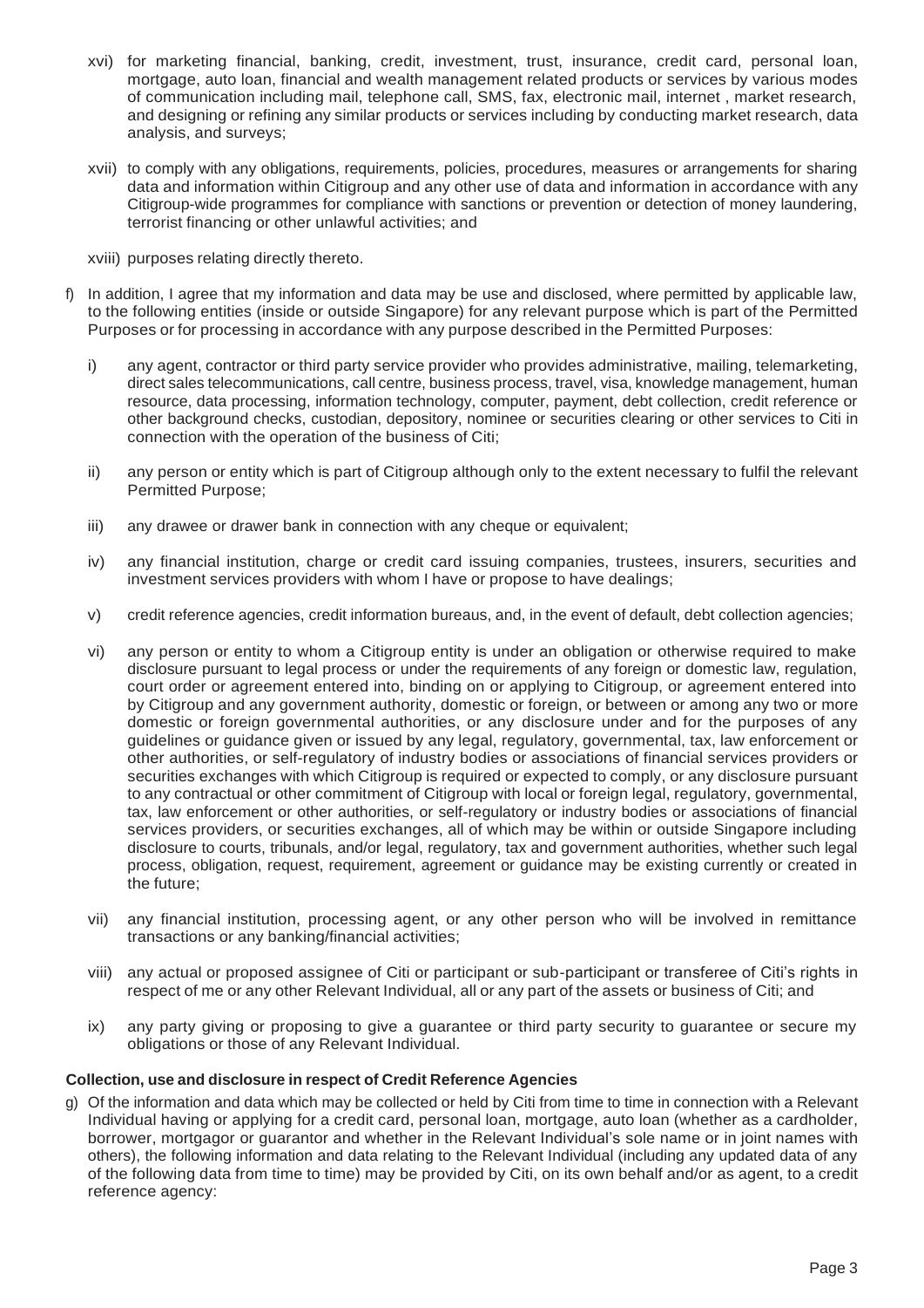xvi) for marketing financial, banking, credit, investment, trust, insurance, credit card, personal loan, mortgage, auto loan, financial and wealth management related products or services by various modes of communication including mail, telephone call, SMS, fax, electronic mail, internet , market research, and designing or refining any similar products or services including by conducting market research, data analysis, and surveys;

xvii) to comply with any obligations, requirements, policies, procedures, measures or arrangements for sharing data and information within Citigroup and any other use of data and information in accordance with any Citigroup-wide programmes for compliance with sanctions or prevention or detection of money laundering, terrorist financing or other unlawful activities; and

xviii) purposes relating directly thereto.

f) In addition, I agree that my information and data may be use and disclosed, where permitted by applicable law, to the following entities (inside or outside Singapore) for any relevant purpose which is part of the Permitted Purposes or for processing in accordance with any purpose described in the Permitted Purposes:

i) any agent, contractor or third party service provider who provides administrative, mailing, telemarketing, direct sales telecommunications, call centre, business process, travel, visa, knowledge management, human resource, data processing, information technology, computer, payment, debt collection, credit reference or other background checks, custodian, depository, nominee or securities clearing or other services to Citi in connection with the operation of the business of Citi;

ii) any person or entity which is part of Citigroup although only to the extent necessary to fulfil the relevant Permitted Purpose;

iii) any drawee or drawer bank in connection with any cheque or equivalent;

iv) any financial institution, charge or credit card issuing companies, trustees, insurers, securities and investment services providers with whom I have or propose to have dealings;

v) credit reference agencies, credit information bureaus, and, in the event of default, debt collection agencies;

vi) any person or entity to whom a Citigroup entity is under an obligation or otherwise required to make disclosure pursuant to legal process or under the requirements of any foreign or domestic law, regulation, court order or agreement entered into, binding on or applying to Citigroup, or agreement entered into by Citigroup and any government authority, domestic or foreign, or between or among any two or more domestic or foreign governmental authorities, or any disclosure under and for the purposes of any guidelines or guidance given or issued by any legal, regulatory, governmental, tax, law enforcement or other authorities, or self-regulatory of industry bodies or associations of financial services providers or securities exchanges with which Citigroup is required or expected to comply, or any disclosure pursuant to any contractual or other commitment of Citigroup with local or foreign legal, regulatory, governmental, tax, law enforcement or other authorities, or self-regulatory or industry bodies or associations of financial services providers, or securities exchanges, all of which may be within or outside Singapore including disclosure to courts, tribunals, and/or legal, regulatory, tax and government authorities, whether such legal process, obligation, request, requirement, agreement or guidance may be existing currently or created in the future;

vii) any financial institution, processing agent, or any other person who will be involved in remittance transactions or any banking/financial activities;

viii) any actual or proposed assignee of Citi or participant or sub-participant or transferee of Citi's rights in respect of me or any other Relevant Individual, all or any part of the assets or business of Citi; and

ix) any party giving or proposing to give a guarantee or third party security to guarantee or secure my obligations or those of any Relevant Individual.

**Collection, use and disclosure in respect of Credit Reference Agencies**

g) Of the information and data which may be collected or held by Citi from time to time in connection with a Relevant Individual having or applying for a credit card, personal loan, mortgage, auto loan (whether as a cardholder, borrower, mortgagor or guarantor and whether in the Relevant Individual's sole name or in joint names with others), the following information and data relating to the Relevant Individual (including any updated data of any of the following data from time to time) may be provided by Citi, on its own behalf and/or as agent, to a credit reference agency: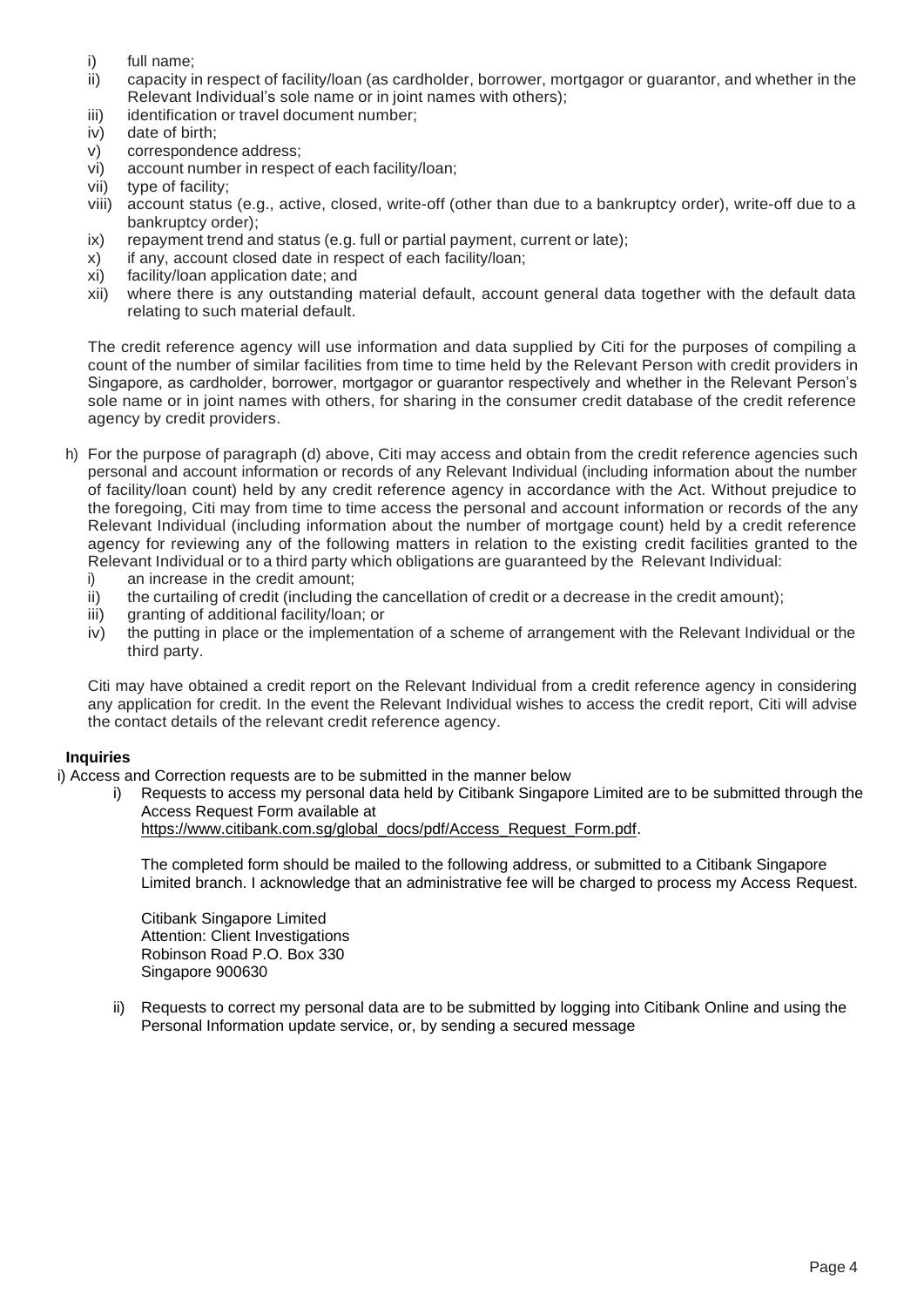i) full name;
ii) capacity in respect of facility/loan (as cardholder, borrower, mortgagor or guarantor, and whether in the Relevant Individual's sole name or in joint names with others);
iii) identification or travel document number;
iv) date of birth;
v) correspondence address;
vi) account number in respect of each facility/loan;
vii) type of facility;
viii) account status (e.g., active, closed, write-off (other than due to a bankruptcy order), write-off due to a bankruptcy order);
ix) repayment trend and status (e.g. full or partial payment, current or late);
x) if any, account closed date in respect of each facility/loan;
xi) facility/loan application date; and
xii) where there is any outstanding material default, account general data together with the default data relating to such material default.

The credit reference agency will use information and data supplied by Citi for the purposes of compiling a count of the number of similar facilities from time to time held by the Relevant Person with credit providers in Singapore, as cardholder, borrower, mortgagor or guarantor respectively and whether in the Relevant Person's sole name or in joint names with others, for sharing in the consumer credit database of the credit reference agency by credit providers.

h) For the purpose of paragraph (d) above, Citi may access and obtain from the credit reference agencies such personal and account information or records of any Relevant Individual (including information about the number of facility/loan count) held by any credit reference agency in accordance with the Act. Without prejudice to the foregoing, Citi may from time to time access the personal and account information or records of the any Relevant Individual (including information about the number of mortgage count) held by a credit reference agency for reviewing any of the following matters in relation to the existing credit facilities granted to the Relevant Individual or to a third party which obligations are guaranteed by the Relevant Individual:
   i) an increase in the credit amount;
   ii) the curtailing of credit (including the cancellation of credit or a decrease in the credit amount);
   iii) granting of additional facility/loan; or
   iv) the putting in place or the implementation of a scheme of arrangement with the Relevant Individual or the third party.

   Citi may have obtained a credit report on the Relevant Individual from a credit reference agency in considering any application for credit. In the event the Relevant Individual wishes to access the credit report, Citi will advise the contact details of the relevant credit reference agency.

**Inquiries**

i) Access and Correction requests are to be submitted in the manner below

   i) Requests to access my personal data held by Citibank Singapore Limited are to be submitted through the Access Request Form available at https://www.citibank.com.sg/global_docs/pdf/Access_Request_Form.pdf.

   The completed form should be mailed to the following address, or submitted to a Citibank Singapore Limited branch. I acknowledge that an administrative fee will be charged to process my Access Request.

   Citibank Singapore Limited
   Attention: Client Investigations
   Robinson Road P.O. Box 330
   Singapore 900630

   ii) Requests to correct my personal data are to be submitted by logging into Citibank Online and using the Personal Information update service, or, by sending a secured message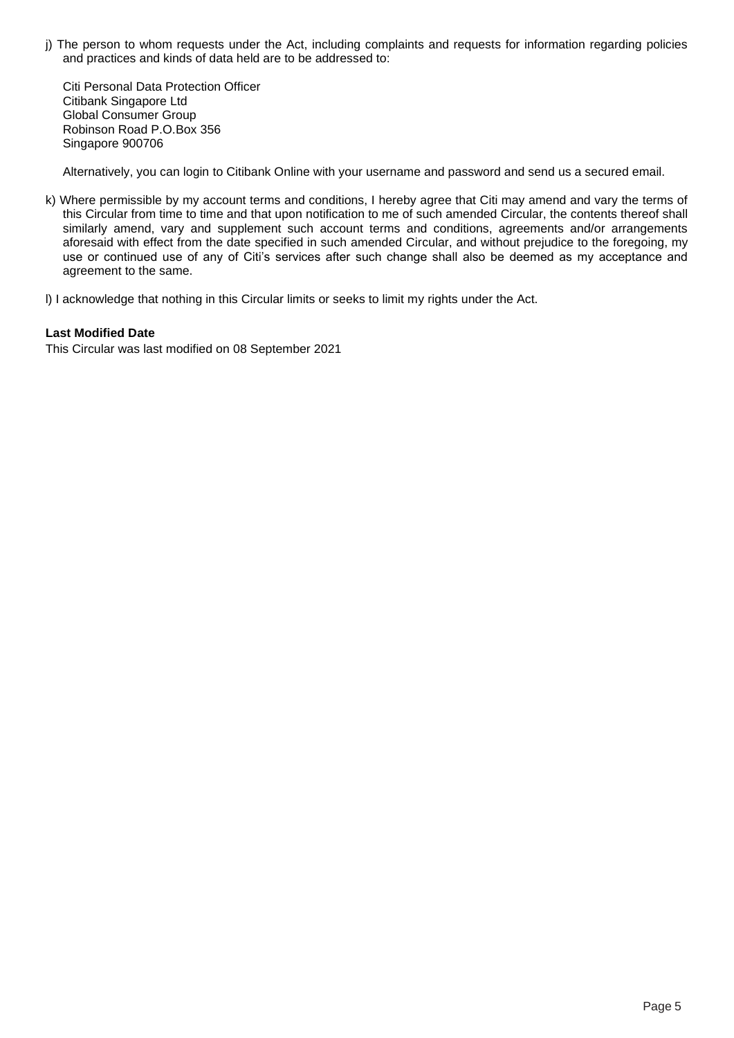j) The person to whom requests under the Act, including complaints and requests for information regarding policies and practices and kinds of data held are to be addressed to:

Citi Personal Data Protection Officer
Citibank Singapore Ltd
Global Consumer Group
Robinson Road P.O.Box 356
Singapore 900706

Alternatively, you can login to Citibank Online with your username and password and send us a secured email.

k) Where permissible by my account terms and conditions, I hereby agree that Citi may amend and vary the terms of this Circular from time to time and that upon notification to me of such amended Circular, the contents thereof shall similarly amend, vary and supplement such account terms and conditions, agreements and/or arrangements aforesaid with effect from the date specified in such amended Circular, and without prejudice to the foregoing, my use or continued use of any of Citi's services after such change shall also be deemed as my acceptance and agreement to the same.

l) I acknowledge that nothing in this Circular limits or seeks to limit my rights under the Act.

**Last Modified Date**

This Circular was last modified on 08 September 2021